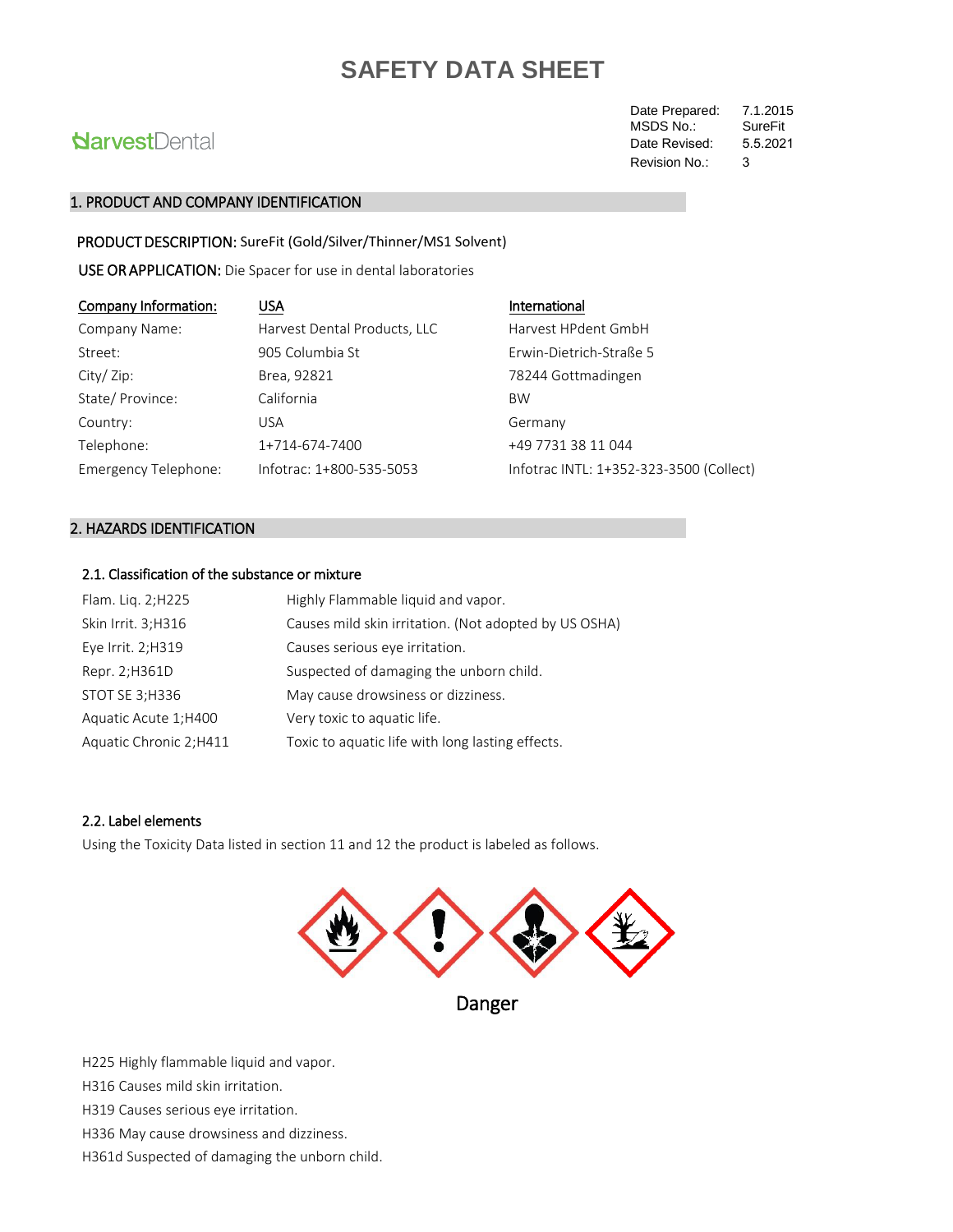# SAFETY DATA SHEET

HarvestDental

| | |
|---|---|
| Date Prepared: | 7.1.2015 |
| MSDS No.: | SureFit |
| Date Revised: | 5.5.2021 |
| Revision No.: | 3 |

## 1. PRODUCT AND COMPANY IDENTIFICATION

**PRODUCT DESCRIPTION:** SureFit (Gold/Silver/Thinner/MS1 Solvent)

**USE OR APPLICATION:** Die Spacer for use in dental laboratories

| Company Information: | USA | International |
|---|---|---|
| Company Name: | Harvest Dental Products, LLC | Harvest HPdent GmbH |
| Street: | 905 Columbia St | Erwin-Dietrich-Straße 5 |
| City/ Zip: | Brea, 92821 | 78244 Gottmadingen |
| State/ Province: | California | BW |
| Country: | USA | Germany |
| Telephone: | 1+714-674-7400 | +49 7731 38 11 044 |
| Emergency Telephone: | Infotrac: 1+800-535-5053 | Infotrac INTL: 1+352-323-3500 (Collect) |

## 2. HAZARDS IDENTIFICATION

### 2.1. Classification of the substance or mixture

| | |
|---|---|
| Flam. Liq. 2;H225 | Highly Flammable liquid and vapor. |
| Skin Irrit. 3;H316 | Causes mild skin irritation. (Not adopted by US OSHA) |
| Eye Irrit. 2;H319 | Causes serious eye irritation. |
| Repr. 2;H361D | Suspected of damaging the unborn child. |
| STOT SE 3;H336 | May cause drowsiness or dizziness. |
| Aquatic Acute 1;H400 | Very toxic to aquatic life. |
| Aquatic Chronic 2;H411 | Toxic to aquatic life with long lasting effects. |

### 2.2. Label elements

Using the Toxicity Data listed in section 11 and 12 the product is labeled as follows.

Danger

H225 Highly flammable liquid and vapor.

H316 Causes mild skin irritation.

H319 Causes serious eye irritation.

H336 May cause drowsiness and dizziness.

H361d Suspected of damaging the unborn child.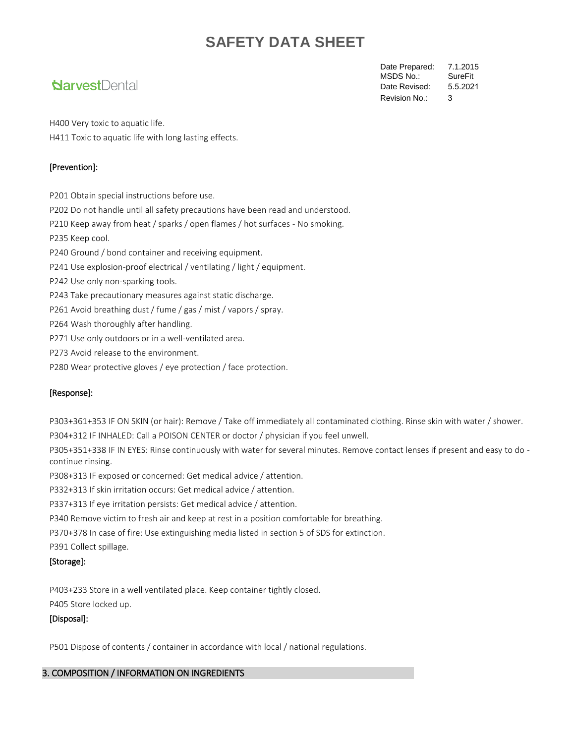H400 Very toxic to aquatic life.

H411 Toxic to aquatic life with long lasting effects.

**[Prevention]:**

P201 Obtain special instructions before use.

P202 Do not handle until all safety precautions have been read and understood.

P210 Keep away from heat / sparks / open flames / hot surfaces - No smoking.

P235 Keep cool.

P240 Ground / bond container and receiving equipment.

P241 Use explosion-proof electrical / ventilating / light / equipment.

P242 Use only non-sparking tools.

P243 Take precautionary measures against static discharge.

P261 Avoid breathing dust / fume / gas / mist / vapors / spray.

P264 Wash thoroughly after handling.

P271 Use only outdoors or in a well-ventilated area.

P273 Avoid release to the environment.

P280 Wear protective gloves / eye protection / face protection.

**[Response]:**

P303+361+353 IF ON SKIN (or hair): Remove / Take off immediately all contaminated clothing. Rinse skin with water / shower.

P304+312 IF INHALED: Call a POISON CENTER or doctor / physician if you feel unwell.

P305+351+338 IF IN EYES: Rinse continuously with water for several minutes. Remove contact lenses if present and easy to do - continue rinsing.

P308+313 IF exposed or concerned: Get medical advice / attention.

P332+313 If skin irritation occurs: Get medical advice / attention.

P337+313 If eye irritation persists: Get medical advice / attention.

P340 Remove victim to fresh air and keep at rest in a position comfortable for breathing.

P370+378 In case of fire: Use extinguishing media listed in section 5 of SDS for extinction.

P391 Collect spillage.

**[Storage]:**

P403+233 Store in a well ventilated place. Keep container tightly closed.

P405 Store locked up.

**[Disposal]:**

P501 Dispose of contents / container in accordance with local / national regulations.

## 3. COMPOSITION / INFORMATION ON INGREDIENTS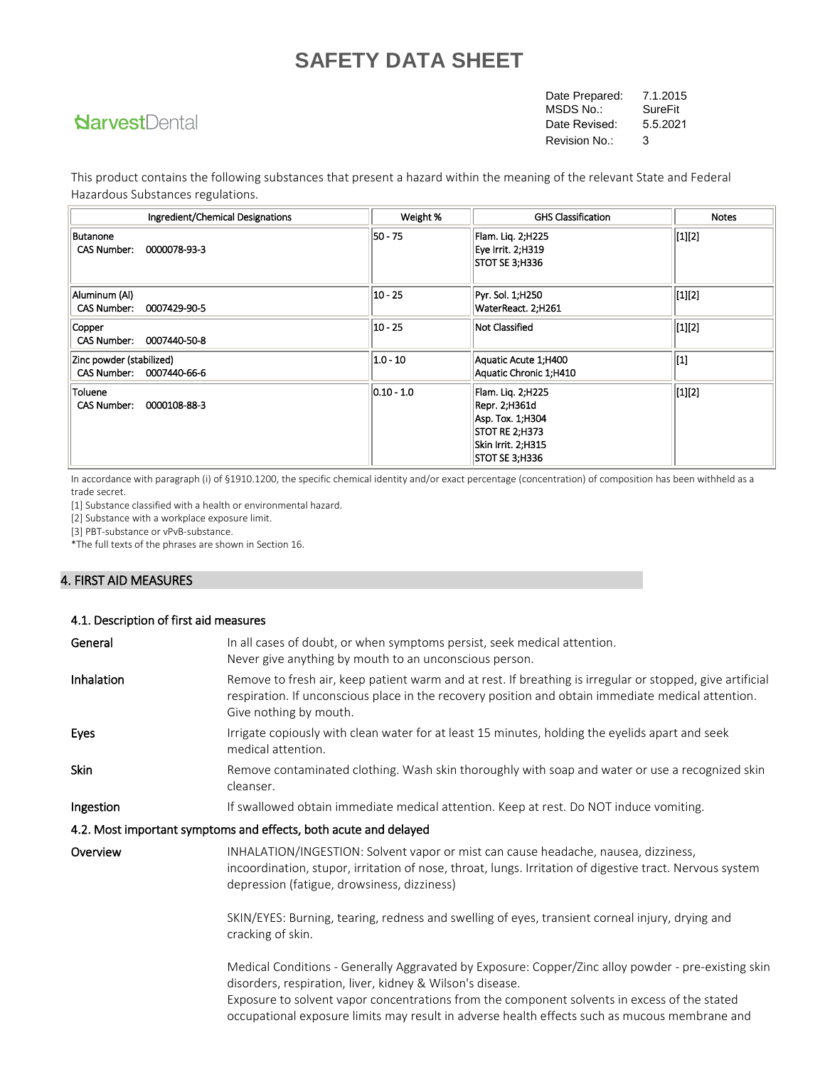# SAFETY DATA SHEET

**HarvestDental**

| | |
|---|---|
| Date Prepared: | 7.1.2015 |
| MSDS No.: | SureFit |
| Date Revised: | 5.5.2021 |
| Revision No.: | 3 |

This product contains the following substances that present a hazard within the meaning of the relevant State and Federal Hazardous Substances regulations.

| Ingredient/Chemical Designations | Weight % | GHS Classification | Notes |
|---|---|---|---|
| Butanone<br>CAS Number: 0000078-93-3 | 50 - 75 | Flam. Liq. 2;H225<br>Eye Irrit. 2;H319<br>STOT SE 3;H336 | [1][2] |
| Aluminum (Al)<br>CAS Number: 0007429-90-5 | 10 - 25 | Pyr. Sol. 1;H250<br>WaterReact. 2;H261 | [1][2] |
| Copper<br>CAS Number: 0007440-50-8 | 10 - 25 | Not Classified | [1][2] |
| Zinc powder (stabilized)<br>CAS Number: 0007440-66-6 | 1.0 - 10 | Aquatic Acute 1;H400<br>Aquatic Chronic 1;H410 | [1] |
| Toluene<br>CAS Number: 0000108-88-3 | 0.10 - 1.0 | Flam. Liq. 2;H225<br>Repr. 2;H361d<br>Asp. Tox. 1;H304<br>STOT RE 2;H373<br>Skin Irrit. 2;H315<br>STOT SE 3;H336 | [1][2] |

In accordance with paragraph (i) of §1910.1200, the specific chemical identity and/or exact percentage (concentration) of composition has been withheld as a trade secret.

[1] Substance classified with a health or environmental hazard.

[2] Substance with a workplace exposure limit.

[3] PBT-substance or vPvB-substance.

*The full texts of the phrases are shown in Section 16.

## 4. FIRST AID MEASURES

### 4.1. Description of first aid measures

**General**

In all cases of doubt, or when symptoms persist, seek medical attention.
Never give anything by mouth to an unconscious person.

**Inhalation**

Remove to fresh air, keep patient warm and at rest. If breathing is irregular or stopped, give artificial respiration. If unconscious place in the recovery position and obtain immediate medical attention. Give nothing by mouth.

**Eyes**

Irrigate copiously with clean water for at least 15 minutes, holding the eyelids apart and seek medical attention.

**Skin**

Remove contaminated clothing. Wash skin thoroughly with soap and water or use a recognized skin cleanser.

**Ingestion**

If swallowed obtain immediate medical attention. Keep at rest. Do NOT induce vomiting.

### 4.2. Most important symptoms and effects, both acute and delayed

**Overview**

INHALATION/INGESTION: Solvent vapor or mist can cause headache, nausea, dizziness, incoordination, stupor, irritation of nose, throat, lungs. Irritation of digestive tract. Nervous system depression (fatigue, drowsiness, dizziness)

SKIN/EYES: Burning, tearing, redness and swelling of eyes, transient corneal injury, drying and cracking of skin.

Medical Conditions - Generally Aggravated by Exposure: Copper/Zinc alloy powder - pre-existing skin disorders, respiration, liver, kidney & Wilson's disease.
Exposure to solvent vapor concentrations from the component solvents in excess of the stated occupational exposure limits may result in adverse health effects such as mucous membrane and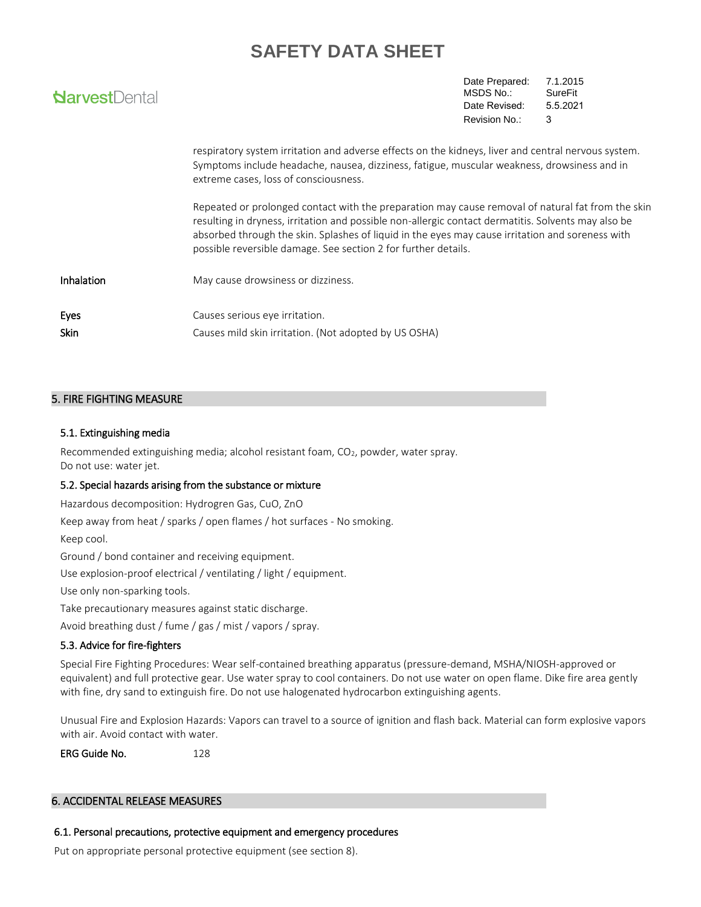respiratory system irritation and adverse effects on the kidneys, liver and central nervous system. Symptoms include headache, nausea, dizziness, fatigue, muscular weakness, drowsiness and in extreme cases, loss of consciousness.

Repeated or prolonged contact with the preparation may cause removal of natural fat from the skin resulting in dryness, irritation and possible non-allergic contact dermatitis. Solvents may also be absorbed through the skin. Splashes of liquid in the eyes may cause irritation and soreness with possible reversible damage. See section 2 for further details.

| | |
|---|---|
| Inhalation | May cause drowsiness or dizziness. |
| Eyes | Causes serious eye irritation. |
| Skin | Causes mild skin irritation. (Not adopted by US OSHA) |

## 5. FIRE FIGHTING MEASURE

### 5.1. Extinguishing media

Recommended extinguishing media; alcohol resistant foam, $CO_2$, powder, water spray.
Do not use: water jet.

### 5.2. Special hazards arising from the substance or mixture

Hazardous decomposition: Hydrogren Gas, CuO, ZnO

Keep away from heat / sparks / open flames / hot surfaces - No smoking.

Keep cool.

Ground / bond container and receiving equipment.

Use explosion-proof electrical / ventilating / light / equipment.

Use only non-sparking tools.

Take precautionary measures against static discharge.

Avoid breathing dust / fume / gas / mist / vapors / spray.

### 5.3. Advice for fire-fighters

Special Fire Fighting Procedures: Wear self-contained breathing apparatus (pressure-demand, MSHA/NIOSH-approved or equivalent) and full protective gear. Use water spray to cool containers. Do not use water on open flame. Dike fire area gently with fine, dry sand to extinguish fire. Do not use halogenated hydrocarbon extinguishing agents.

Unusual Fire and Explosion Hazards: Vapors can travel to a source of ignition and flash back. Material can form explosive vapors with air. Avoid contact with water.

**ERG Guide No.** 128

## 6. ACCIDENTAL RELEASE MEASURES

### 6.1. Personal precautions, protective equipment and emergency procedures

Put on appropriate personal protective equipment (see section 8).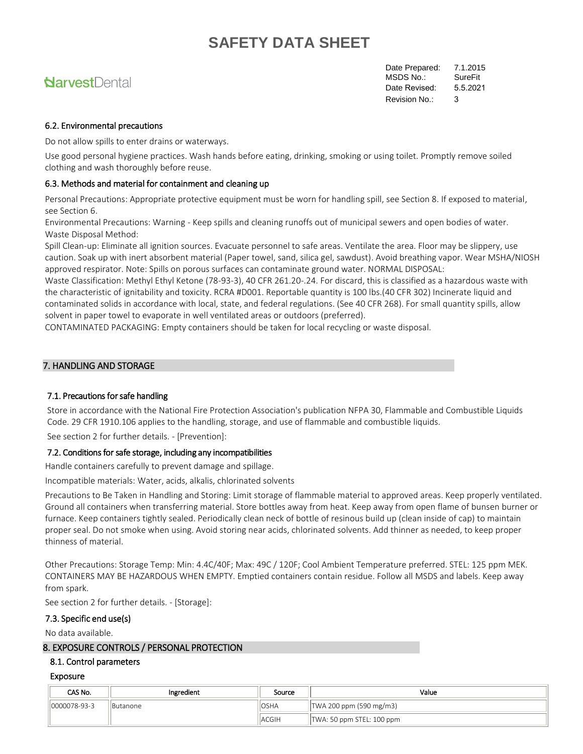### 6.2. Environmental precautions

Do not allow spills to enter drains or waterways.

Use good personal hygiene practices. Wash hands before eating, drinking, smoking or using toilet. Promptly remove soiled clothing and wash thoroughly before reuse.

### 6.3. Methods and material for containment and cleaning up

Personal Precautions: Appropriate protective equipment must be worn for handling spill, see Section 8. If exposed to material, see Section 6.
Environmental Precautions: Warning - Keep spills and cleaning runoffs out of municipal sewers and open bodies of water.
Waste Disposal Method:
Spill Clean-up: Eliminate all ignition sources. Evacuate personnel to safe areas. Ventilate the area. Floor may be slippery, use caution. Soak up with inert absorbent material (Paper towel, sand, silica gel, sawdust). Avoid breathing vapor. Wear MSHA/NIOSH approved respirator. Note: Spills on porous surfaces can contaminate ground water. NORMAL DISPOSAL:
Waste Classification: Methyl Ethyl Ketone (78-93-3), 40 CFR 261.20-.24. For discard, this is classified as a hazardous waste with the characteristic of ignitability and toxicity. RCRA #D001. Reportable quantity is 100 lbs.(40 CFR 302) Incinerate liquid and contaminated solids in accordance with local, state, and federal regulations. (See 40 CFR 268). For small quantity spills, allow solvent in paper towel to evaporate in well ventilated areas or outdoors (preferred).
CONTAMINATED PACKAGING: Empty containers should be taken for local recycling or waste disposal.

## 7. HANDLING AND STORAGE

### 7.1. Precautions for safe handling

Store in accordance with the National Fire Protection Association's publication NFPA 30, Flammable and Combustible Liquids Code. 29 CFR 1910.106 applies to the handling, storage, and use of flammable and combustible liquids.

See section 2 for further details. - [Prevention]:

### 7.2. Conditions for safe storage, including any incompatibilities

Handle containers carefully to prevent damage and spillage.

Incompatible materials: Water, acids, alkalis, chlorinated solvents

Precautions to Be Taken in Handling and Storing: Limit storage of flammable material to approved areas. Keep properly ventilated. Ground all containers when transferring material. Store bottles away from heat. Keep away from open flame of bunsen burner or furnace. Keep containers tightly sealed. Periodically clean neck of bottle of resinous build up (clean inside of cap) to maintain proper seal. Do not smoke when using. Avoid storing near acids, chlorinated solvents. Add thinner as needed, to keep proper thinness of material.

Other Precautions: Storage Temp: Min: 4.4C/40F; Max: 49C / 120F; Cool Ambient Temperature preferred. STEL: 125 ppm MEK. CONTAINERS MAY BE HAZARDOUS WHEN EMPTY. Emptied containers contain residue. Follow all MSDS and labels. Keep away from spark.

See section 2 for further details. - [Storage]:

### 7.3. Specific end use(s)

No data available.

## 8. EXPOSURE CONTROLS / PERSONAL PROTECTION

### 8.1. Control parameters

#### Exposure

| CAS No. | Ingredient | Source | Value |
|---|---|---|---|
| 0000078-93-3 | Butanone | OSHA | TWA 200 ppm (590 mg/m3) |
| | | ACGIH | TWA: 50 ppm STEL: 100 ppm |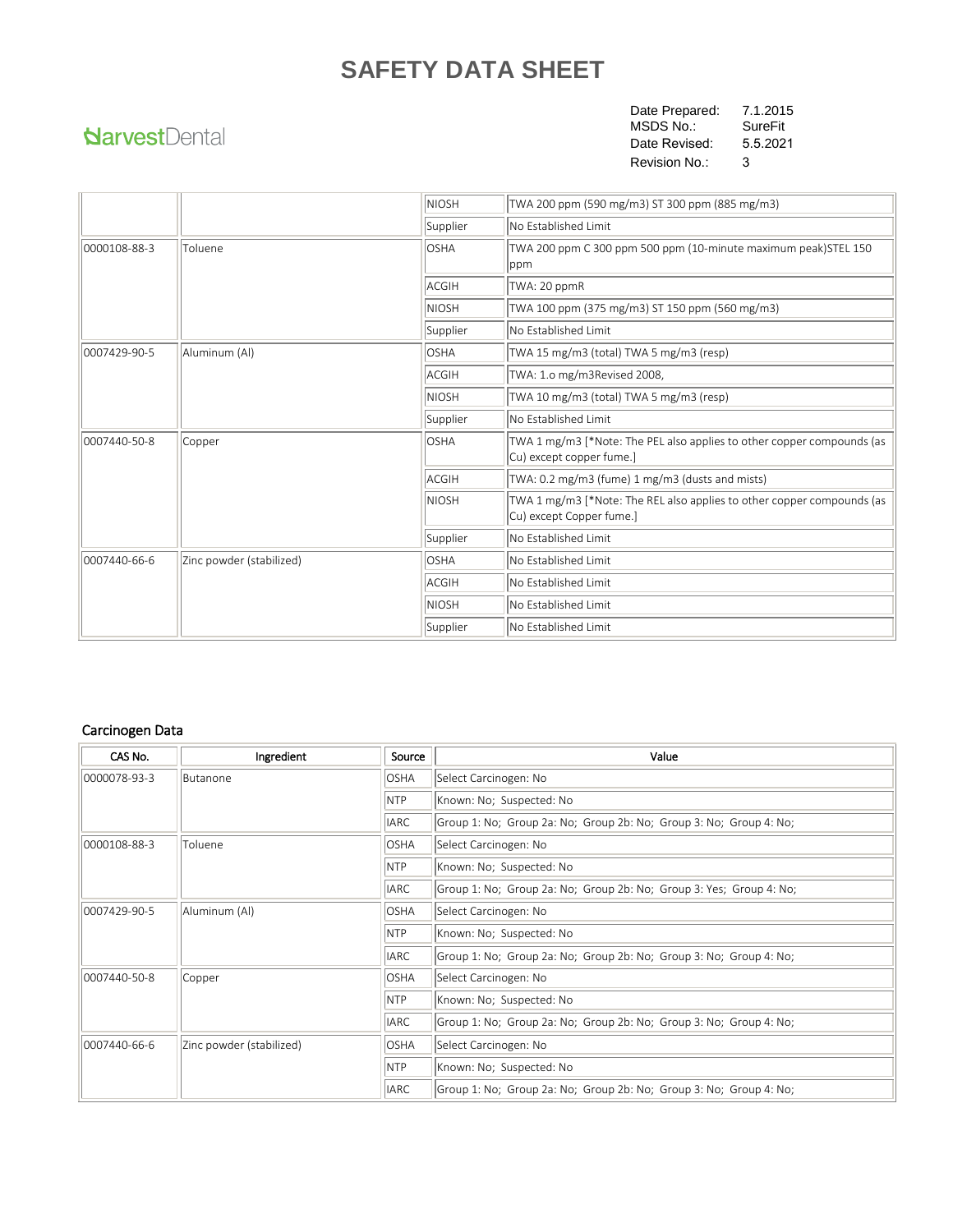# SAFETY DATA SHEET

HarvestDental

| | |
|---|---|
| Date Prepared: | 7.1.2015 |
| MSDS No.: | SureFit |
| Date Revised: | 5.5.2021 |
| Revision No.: | 3 |

| | | | |
|---|---|---|---|
| | | NIOSH | TWA 200 ppm (590 mg/m3) ST 300 ppm (885 mg/m3) |
| | | Supplier | No Established Limit |
| 0000108-88-3 | Toluene | OSHA | TWA 200 ppm C 300 ppm 500 ppm (10-minute maximum peak)STEL 150 ppm |
| | | ACGIH | TWA: 20 ppmR |
| | | NIOSH | TWA 100 ppm (375 mg/m3) ST 150 ppm (560 mg/m3) |
| | | Supplier | No Established Limit |
| 0007429-90-5 | Aluminum (Al) | OSHA | TWA 15 mg/m3 (total) TWA 5 mg/m3 (resp) |
| | | ACGIH | TWA: 1.o mg/m3Revised 2008, |
| | | NIOSH | TWA 10 mg/m3 (total) TWA 5 mg/m3 (resp) |
| | | Supplier | No Established Limit |
| 0007440-50-8 | Copper | OSHA | TWA 1 mg/m3 [*Note: The PEL also applies to other copper compounds (as Cu) except copper fume.] |
| | | ACGIH | TWA: 0.2 mg/m3 (fume) 1 mg/m3 (dusts and mists) |
| | | NIOSH | TWA 1 mg/m3 [*Note: The REL also applies to other copper compounds (as Cu) except Copper fume.] |
| | | Supplier | No Established Limit |
| 0007440-66-6 | Zinc powder (stabilized) | OSHA | No Established Limit |
| | | ACGIH | No Established Limit |
| | | NIOSH | No Established Limit |
| | | Supplier | No Established Limit |

## Carcinogen Data

| CAS No. | Ingredient | Source | Value |
|---|---|---|---|
| 0000078-93-3 | Butanone | OSHA | Select Carcinogen: No |
| | | NTP | Known: No; Suspected: No |
| | | IARC | Group 1: No; Group 2a: No; Group 2b: No; Group 3: No; Group 4: No; |
| 0000108-88-3 | Toluene | OSHA | Select Carcinogen: No |
| | | NTP | Known: No; Suspected: No |
| | | IARC | Group 1: No; Group 2a: No; Group 2b: No; Group 3: Yes; Group 4: No; |
| 0007429-90-5 | Aluminum (Al) | OSHA | Select Carcinogen: No |
| | | NTP | Known: No; Suspected: No |
| | | IARC | Group 1: No; Group 2a: No; Group 2b: No; Group 3: No; Group 4: No; |
| 0007440-50-8 | Copper | OSHA | Select Carcinogen: No |
| | | NTP | Known: No; Suspected: No |
| | | IARC | Group 1: No; Group 2a: No; Group 2b: No; Group 3: No; Group 4: No; |
| 0007440-66-6 | Zinc powder (stabilized) | OSHA | Select Carcinogen: No |
| | | NTP | Known: No; Suspected: No |
| | | IARC | Group 1: No; Group 2a: No; Group 2b: No; Group 3: No; Group 4: No; |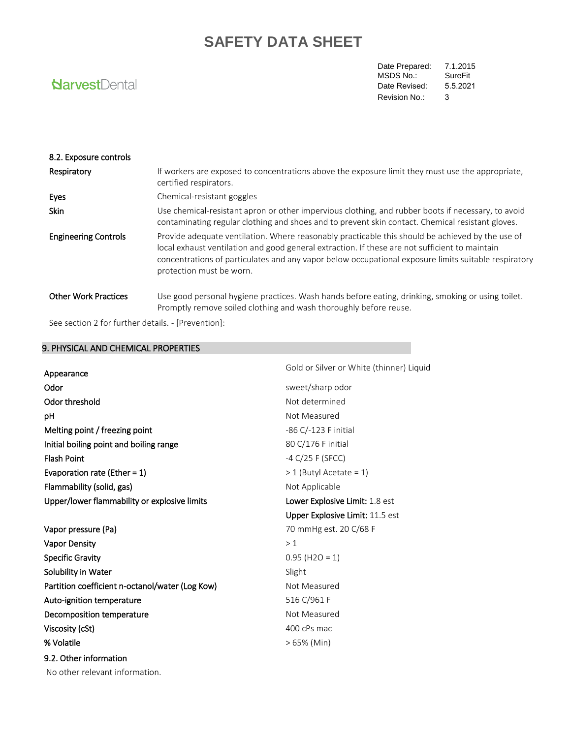# SAFETY DATA SHEET

HarvestDental

| Date Prepared: | 7.1.2015 |
|---|---|
| MSDS No.: | SureFit |
| Date Revised: | 5.5.2021 |
| Revision No.: | 3 |

### 8.2. Exposure controls

| | |
|---|---|
| **Respiratory** | If workers are exposed to concentrations above the exposure limit they must use the appropriate, certified respirators. |
| **Eyes** | Chemical-resistant goggles |
| **Skin** | Use chemical-resistant apron or other impervious clothing, and rubber boots if necessary, to avoid contaminating regular clothing and shoes and to prevent skin contact. Chemical resistant gloves. |
| **Engineering Controls** | Provide adequate ventilation. Where reasonably practicable this should be achieved by the use of local exhaust ventilation and good general extraction. If these are not sufficient to maintain concentrations of particulates and any vapor below occupational exposure limits suitable respiratory protection must be worn. |
| **Other Work Practices** | Use good personal hygiene practices. Wash hands before eating, drinking, smoking or using toilet. Promptly remove soiled clothing and wash thoroughly before reuse. |

See section 2 for further details. - [Prevention]:

## 9. PHYSICAL AND CHEMICAL PROPERTIES

| | |
|---|---|
| **Appearance** | Gold or Silver or White (thinner) Liquid |
| **Odor** | sweet/sharp odor |
| **Odor threshold** | Not determined |
| **pH** | Not Measured |
| **Melting point / freezing point** | -86 C/-123 F initial |
| **Initial boiling point and boiling range** | 80 C/176 F initial |
| **Flash Point** | -4 C/25 F (SFCC) |
| **Evaporation rate (Ether = 1)** | > 1 (Butyl Acetate = 1) |
| **Flammability (solid, gas)** | Not Applicable |
| **Upper/lower flammability or explosive limits** | **Lower Explosive Limit:** 1.8 est<br>**Upper Explosive Limit:** 11.5 est |
| **Vapor pressure (Pa)** | 70 mmHg est. 20 C/68 F |
| **Vapor Density** | > 1 |
| **Specific Gravity** | 0.95 ($H_2O$ = 1) |
| **Solubility in Water** | Slight |
| **Partition coefficient n-octanol/water (Log Kow)** | Not Measured |
| **Auto-ignition temperature** | 516 C/961 F |
| **Decomposition temperature** | Not Measured |
| **Viscosity (cSt)** | 400 cPs mac |
| **% Volatile** | > 65% (Min) |

### 9.2. Other information

No other relevant information.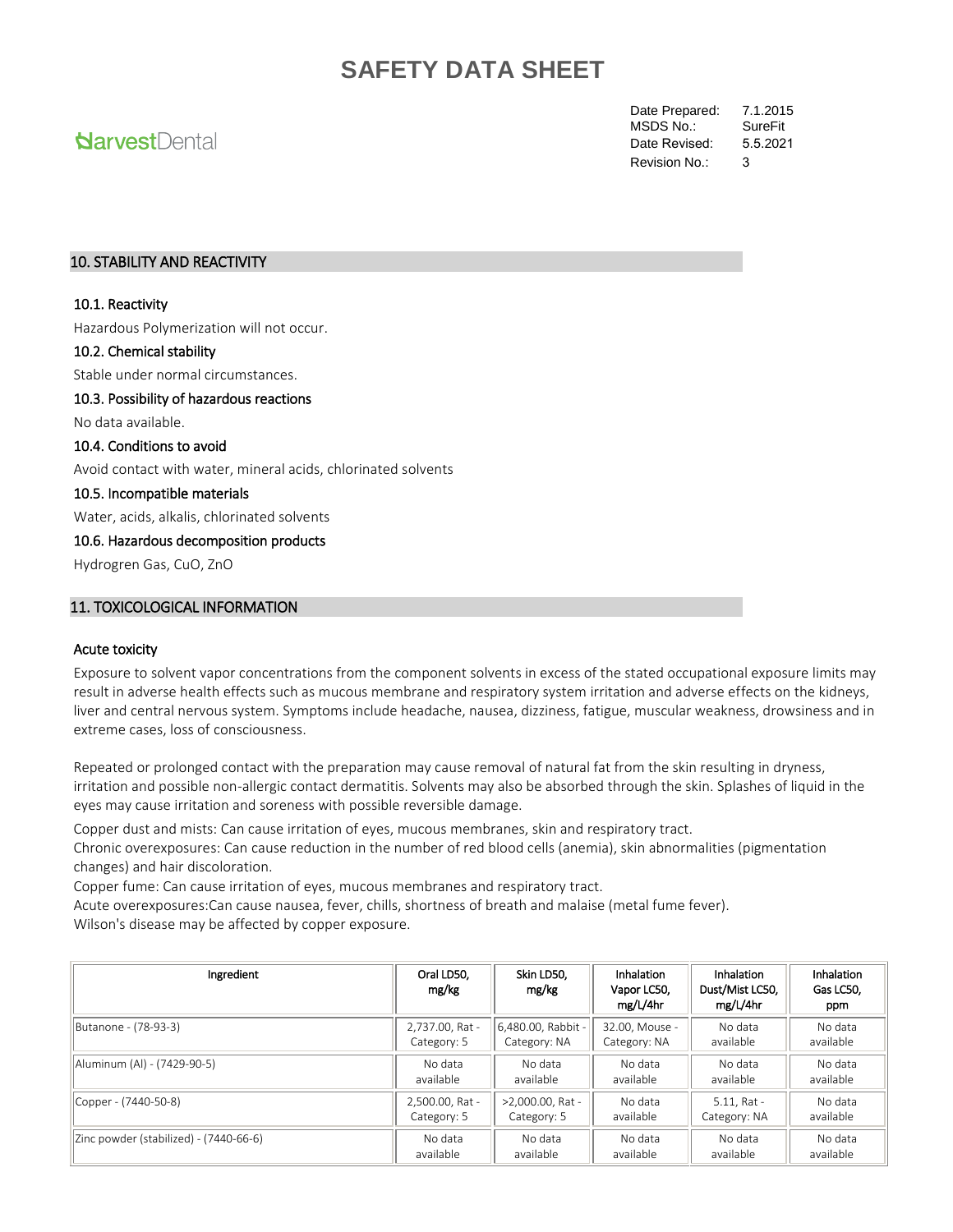# SAFETY DATA SHEET

HarvestDental

Date Prepared: 7.1.2015
MSDS No.: SureFit
Date Revised: 5.5.2021
Revision No.: 3

## 10. STABILITY AND REACTIVITY

### 10.1. Reactivity

Hazardous Polymerization will not occur.

### 10.2. Chemical stability

Stable under normal circumstances.

### 10.3. Possibility of hazardous reactions

No data available.

### 10.4. Conditions to avoid

Avoid contact with water, mineral acids, chlorinated solvents

### 10.5. Incompatible materials

Water, acids, alkalis, chlorinated solvents

### 10.6. Hazardous decomposition products

Hydrogren Gas, CuO, ZnO

## 11. TOXICOLOGICAL INFORMATION

### Acute toxicity

Exposure to solvent vapor concentrations from the component solvents in excess of the stated occupational exposure limits may result in adverse health effects such as mucous membrane and respiratory system irritation and adverse effects on the kidneys, liver and central nervous system. Symptoms include headache, nausea, dizziness, fatigue, muscular weakness, drowsiness and in extreme cases, loss of consciousness.

Repeated or prolonged contact with the preparation may cause removal of natural fat from the skin resulting in dryness, irritation and possible non-allergic contact dermatitis. Solvents may also be absorbed through the skin. Splashes of liquid in the eyes may cause irritation and soreness with possible reversible damage.

Copper dust and mists: Can cause irritation of eyes, mucous membranes, skin and respiratory tract.
Chronic overexposures: Can cause reduction in the number of red blood cells (anemia), skin abnormalities (pigmentation changes) and hair discoloration.
Copper fume: Can cause irritation of eyes, mucous membranes and respiratory tract.
Acute overexposures:Can cause nausea, fever, chills, shortness of breath and malaise (metal fume fever).
Wilson's disease may be affected by copper exposure.

| Ingredient | Oral LD50, mg/kg | Skin LD50, mg/kg | Inhalation Vapor LC50, mg/L/4hr | Inhalation Dust/Mist LC50, mg/L/4hr | Inhalation Gas LC50, ppm |
|---|---|---|---|---|---|
| Butanone - (78-93-3) | 2,737.00, Rat - Category: 5 | 6,480.00, Rabbit - Category: NA | 32.00, Mouse - Category: NA | No data available | No data available |
| Aluminum (Al) - (7429-90-5) | No data available | No data available | No data available | No data available | No data available |
| Copper - (7440-50-8) | 2,500.00, Rat - Category: 5 | >2,000.00, Rat - Category: 5 | No data available | 5.11, Rat - Category: NA | No data available |
| Zinc powder (stabilized) - (7440-66-6) | No data available | No data available | No data available | No data available | No data available |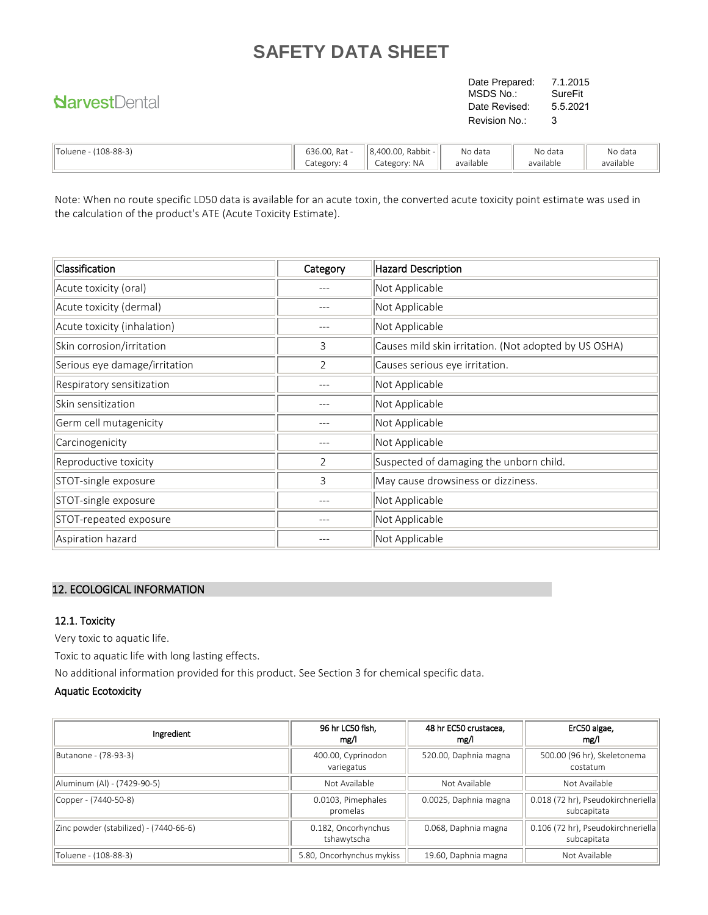| Toluene - (108-88-3) | 636.00, Rat - Category: 4 | 8,400.00, Rabbit - Category: NA | No data available | No data available | No data available |
|---|---|---|---|---|---|

Note: When no route specific LD50 data is available for an acute toxin, the converted acute toxicity point estimate was used in the calculation of the product's ATE (Acute Toxicity Estimate).

| Classification | Category | Hazard Description |
|---|---|---|
| Acute toxicity (oral) | --- | Not Applicable |
| Acute toxicity (dermal) | --- | Not Applicable |
| Acute toxicity (inhalation) | --- | Not Applicable |
| Skin corrosion/irritation | 3 | Causes mild skin irritation. (Not adopted by US OSHA) |
| Serious eye damage/irritation | 2 | Causes serious eye irritation. |
| Respiratory sensitization | --- | Not Applicable |
| Skin sensitization | --- | Not Applicable |
| Germ cell mutagenicity | --- | Not Applicable |
| Carcinogenicity | --- | Not Applicable |
| Reproductive toxicity | 2 | Suspected of damaging the unborn child. |
| STOT-single exposure | 3 | May cause drowsiness or dizziness. |
| STOT-single exposure | --- | Not Applicable |
| STOT-repeated exposure | --- | Not Applicable |
| Aspiration hazard | --- | Not Applicable |

## 12. ECOLOGICAL INFORMATION

### 12.1. Toxicity

Very toxic to aquatic life.

Toxic to aquatic life with long lasting effects.

No additional information provided for this product. See Section 3 for chemical specific data.

**Aquatic Ecotoxicity**

| Ingredient | 96 hr LC50 fish, mg/l | 48 hr EC50 crustacea, mg/l | ErC50 algae, mg/l |
|---|---|---|---|
| Butanone - (78-93-3) | 400.00, Cyprinodon variegatus | 520.00, Daphnia magna | 500.00 (96 hr), Skeletonema costatum |
| Aluminum (Al) - (7429-90-5) | Not Available | Not Available | Not Available |
| Copper - (7440-50-8) | 0.0103, Pimephales promelas | 0.0025, Daphnia magna | 0.018 (72 hr), Pseudokirchneriella subcapitata |
| Zinc powder (stabilized) - (7440-66-6) | 0.182, Oncorhynchus tshawytscha | 0.068, Daphnia magna | 0.106 (72 hr), Pseudokirchneriella subcapitata |
| Toluene - (108-88-3) | 5.80, Oncorhynchus mykiss | 19.60, Daphnia magna | Not Available |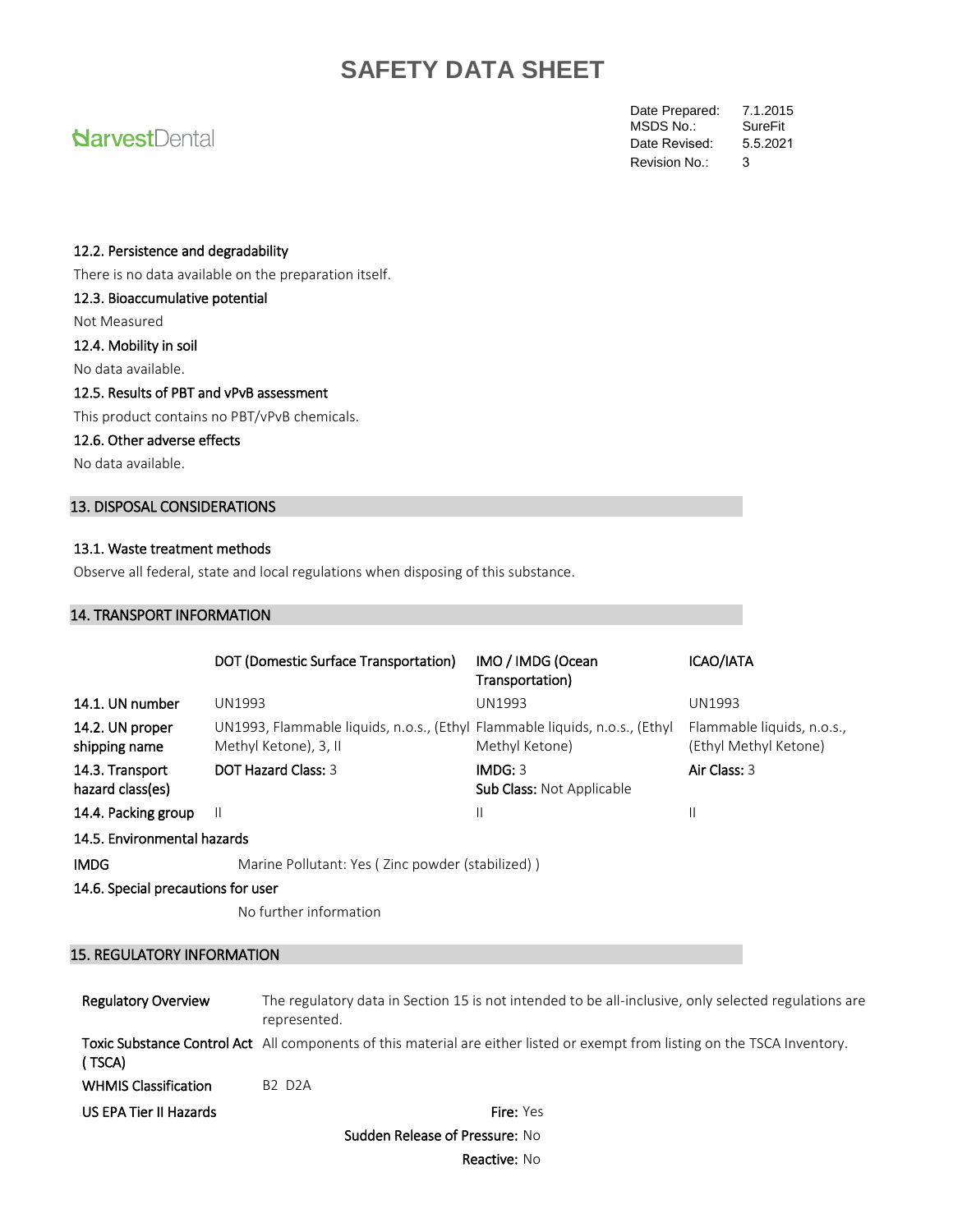### 12.2. Persistence and degradability

There is no data available on the preparation itself.

### 12.3. Bioaccumulative potential

Not Measured

### 12.4. Mobility in soil

No data available.

### 12.5. Results of PBT and vPvB assessment

This product contains no PBT/vPvB chemicals.

### 12.6. Other adverse effects

No data available.

## 13. DISPOSAL CONSIDERATIONS

### 13.1. Waste treatment methods

Observe all federal, state and local regulations when disposing of this substance.

## 14. TRANSPORT INFORMATION

| | DOT (Domestic Surface Transportation) | IMO / IMDG (Ocean Transportation) | ICAO/IATA |
|---|---|---|---|
| 14.1. UN number | UN1993 | UN1993 | UN1993 |
| 14.2. UN proper shipping name | UN1993, Flammable liquids, n.o.s., (Ethyl Methyl Ketone), 3, II | Flammable liquids, n.o.s., (Ethyl Methyl Ketone) | Flammable liquids, n.o.s., (Ethyl Methyl Ketone) |
| 14.3. Transport hazard class(es) | **DOT Hazard Class:** 3 | **IMDG:** 3<br>**Sub Class:** Not Applicable | **Air Class:** 3 |
| 14.4. Packing group | II | II | II |

### 14.5. Environmental hazards

**IMDG** Marine Pollutant: Yes ( Zinc powder (stabilized) )

### 14.6. Special precautions for user

No further information

## 15. REGULATORY INFORMATION

| | |
|---|---|
| **Regulatory Overview** | The regulatory data in Section 15 is not intended to be all-inclusive, only selected regulations are represented. |
| **Toxic Substance Control Act ( TSCA)** | All components of this material are either listed or exempt from listing on the TSCA Inventory. |
| **WHMIS Classification** | B2 D2A |
| **US EPA Tier II Hazards** | **Fire:** Yes<br>**Sudden Release of Pressure:** No<br>**Reactive:** No |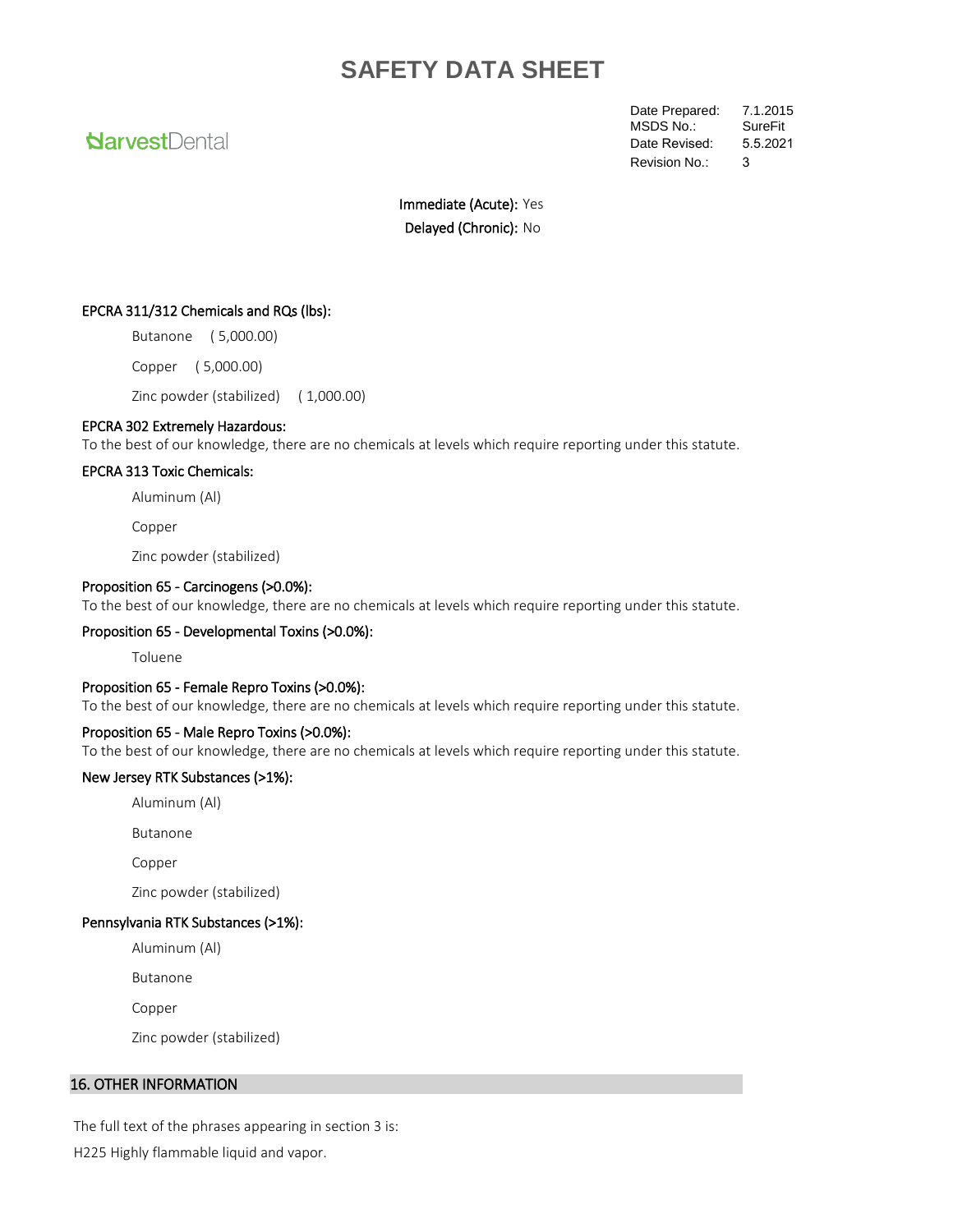Immediate (Acute): Yes

Delayed (Chronic): No

**EPCRA 311/312 Chemicals and RQs (lbs):**

Butanone ( 5,000.00)

Copper ( 5,000.00)

Zinc powder (stabilized) ( 1,000.00)

**EPCRA 302 Extremely Hazardous:**

To the best of our knowledge, there are no chemicals at levels which require reporting under this statute.

**EPCRA 313 Toxic Chemicals:**

Aluminum (Al)

Copper

Zinc powder (stabilized)

**Proposition 65 - Carcinogens (>0.0%):**

To the best of our knowledge, there are no chemicals at levels which require reporting under this statute.

**Proposition 65 - Developmental Toxins (>0.0%):**

Toluene

**Proposition 65 - Female Repro Toxins (>0.0%):**

To the best of our knowledge, there are no chemicals at levels which require reporting under this statute.

**Proposition 65 - Male Repro Toxins (>0.0%):**

To the best of our knowledge, there are no chemicals at levels which require reporting under this statute.

**New Jersey RTK Substances (>1%):**

Aluminum (Al)

Butanone

Copper

Zinc powder (stabilized)

**Pennsylvania RTK Substances (>1%):**

Aluminum (Al)

Butanone

Copper

Zinc powder (stabilized)

## 16. OTHER INFORMATION

The full text of the phrases appearing in section 3 is:

H225 Highly flammable liquid and vapor.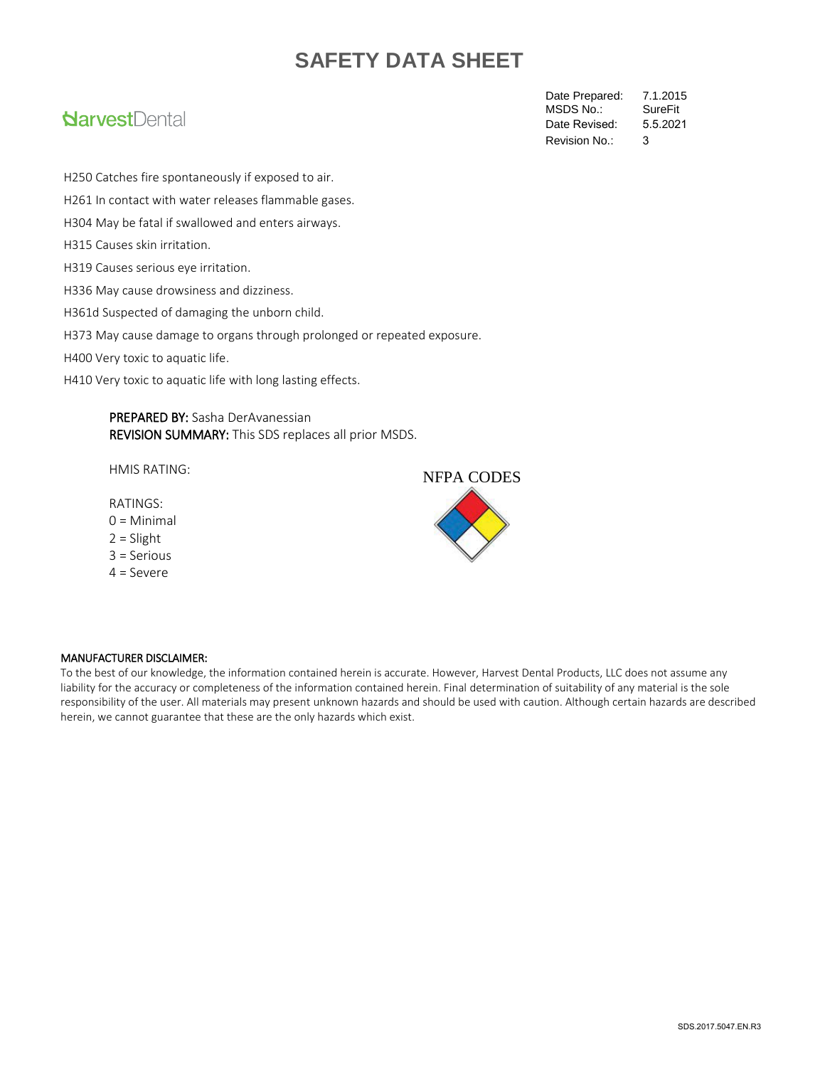# SAFETY DATA SHEET

HarvestDental

| | |
|---|---|
| Date Prepared: | 7.1.2015 |
| MSDS No.: | SureFit |
| Date Revised: | 5.5.2021 |
| Revision No.: | 3 |

H250 Catches fire spontaneously if exposed to air.

H261 In contact with water releases flammable gases.

H304 May be fatal if swallowed and enters airways.

H315 Causes skin irritation.

H319 Causes serious eye irritation.

H336 May cause drowsiness and dizziness.

H361d Suspected of damaging the unborn child.

H373 May cause damage to organs through prolonged or repeated exposure.

H400 Very toxic to aquatic life.

H410 Very toxic to aquatic life with long lasting effects.

**PREPARED BY:** Sasha DerAvanessian
**REVISION SUMMARY:** This SDS replaces all prior MSDS.

HMIS RATING:

RATINGS:
0 = Minimal
2 = Slight
3 = Serious
4 = Severe

NFPA CODES

**MANUFACTURER DISCLAIMER:**
To the best of our knowledge, the information contained herein is accurate. However, Harvest Dental Products, LLC does not assume any liability for the accuracy or completeness of the information contained herein. Final determination of suitability of any material is the sole responsibility of the user. All materials may present unknown hazards and should be used with caution. Although certain hazards are described herein, we cannot guarantee that these are the only hazards which exist.

SDS.2017.5047.EN.R3